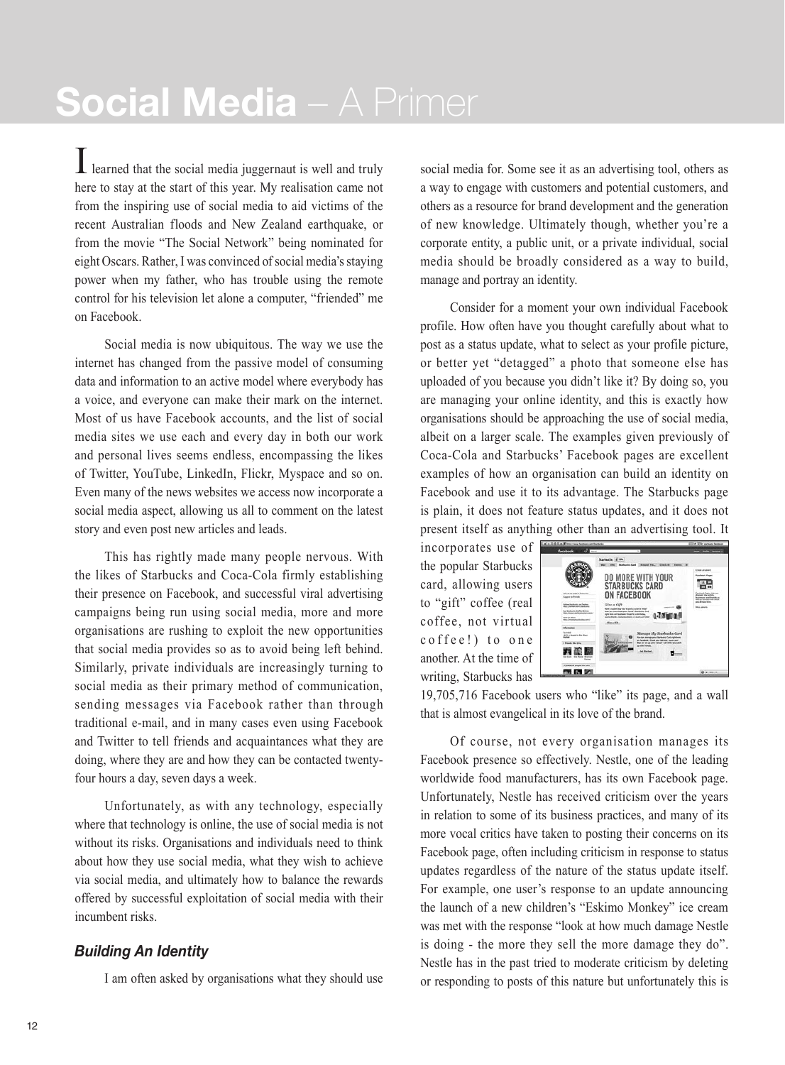# Social Media – A Primer

I learned that the social media juggernaut is well and truly here to stay at the start of this year. My realisation came not from the inspiring use of social media to aid victims of the recent Australian floods and New Zealand earthquake, or from the movie "The Social Network" being nominated for eight Oscars. Rather, I was convinced of social media's staying power when my father, who has trouble using the remote control for his television let alone a computer, "friended" me on Facebook.

Social media is now ubiquitous. The way we use the internet has changed from the passive model of consuming data and information to an active model where everybody has a voice, and everyone can make their mark on the internet. Most of us have Facebook accounts, and the list of social media sites we use each and every day in both our work and personal lives seems endless, encompassing the likes of Twitter, YouTube, LinkedIn, Flickr, Myspace and so on. Even many of the news websites we access now incorporate a social media aspect, allowing us all to comment on the latest story and even post new articles and leads.

This has rightly made many people nervous. With the likes of Starbucks and Coca-Cola firmly establishing their presence on Facebook, and successful viral advertising campaigns being run using social media, more and more organisations are rushing to exploit the new opportunities that social media provides so as to avoid being left behind. Similarly, private individuals are increasingly turning to social media as their primary method of communication, sending messages via Facebook rather than through traditional e-mail, and in many cases even using Facebook and Twitter to tell friends and acquaintances what they are doing, where they are and how they can be contacted twenty-four hours a day, seven days a week.

Unfortunately, as with any technology, especially where that technology is online, the use of social media is not without its risks. Organisations and individuals need to think about how they use social media, what they wish to achieve via social media, and ultimately how to balance the rewards offered by successful exploitation of social media with their incumbent risks.

### *Building An Identity*

I am often asked by organisations what they should use social media for. Some see it as an advertising tool, others as a way to engage with customers and potential customers, and others as a resource for brand development and the generation of new knowledge. Ultimately though, whether you're a corporate entity, a public unit, or a private individual, social media should be broadly considered as a way to build, manage and portray an identity.

Consider for a moment your own individual Facebook profile. How often have you thought carefully about what to post as a status update, what to select as your profile picture, or better yet "detagged" a photo that someone else has uploaded of you because you didn't like it? By doing so, you are managing your online identity, and this is exactly how organisations should be approaching the use of social media, albeit on a larger scale. The examples given previously of Coca-Cola and Starbucks' Facebook pages are excellent examples of how an organisation can build an identity on Facebook and use it to its advantage. The Starbucks page is plain, it does not feature status updates, and it does not present itself as anything other than an advertising tool. It incorporates use of the popular Starbucks card, allowing users to "gift" coffee (real coffee, not virtual coffee!) to one another. At the time of writing, Starbucks has 19,705,716 Facebook users who "like" its page, and a wall that is almost evangelical in its love of the brand.

Of course, not every organisation manages its Facebook presence so effectively. Nestle, one of the leading worldwide food manufacturers, has its own Facebook page. Unfortunately, Nestle has received criticism over the years in relation to some of its business practices, and many of its more vocal critics have taken to posting their concerns on its Facebook page, often including criticism in response to status updates regardless of the nature of the status update itself. For example, one user's response to an update announcing the launch of a new children's "Eskimo Monkey" ice cream was met with the response "look at how much damage Nestle is doing - the more they sell the more damage they do". Nestle has in the past tried to moderate criticism by deleting or responding to posts of this nature but unfortunately this is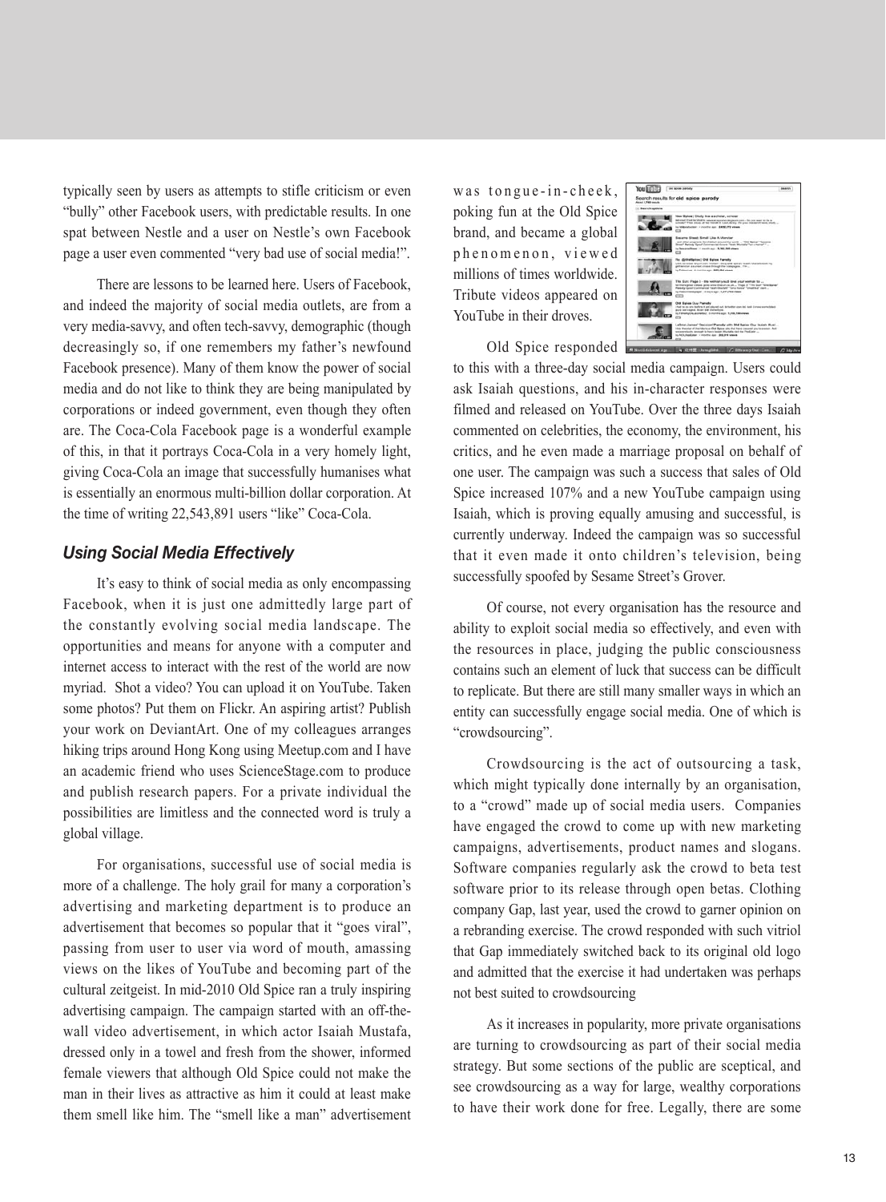typically seen by users as attempts to stifle criticism or even "bully" other Facebook users, with predictable results. In one spat between Nestle and a user on Nestle's own Facebook page a user even commented "very bad use of social media!".

There are lessons to be learned here. Users of Facebook, and indeed the majority of social media outlets, are from a very media-savvy, and often tech-savvy, demographic (though decreasingly so, if one remembers my father's newfound Facebook presence). Many of them know the power of social media and do not like to think they are being manipulated by corporations or indeed government, even though they often are. The Coca-Cola Facebook page is a wonderful example of this, in that it portrays Coca-Cola in a very homely light, giving Coca-Cola an image that successfully humanises what is essentially an enormous multi-billion dollar corporation. At the time of writing 22,543,891 users "like" Coca-Cola.

### *Using Social Media Effectively*

It's easy to think of social media as only encompassing Facebook, when it is just one admittedly large part of the constantly evolving social media landscape. The opportunities and means for anyone with a computer and internet access to interact with the rest of the world are now myriad. Shot a video? You can upload it on YouTube. Taken some photos? Put them on Flickr. An aspiring artist? Publish your work on DeviantArt. One of my colleagues arranges hiking trips around Hong Kong using Meetup.com and I have an academic friend who uses ScienceStage.com to produce and publish research papers. For a private individual the possibilities are limitless and the connected word is truly a global village.

For organisations, successful use of social media is more of a challenge. The holy grail for many a corporation's advertising and marketing department is to produce an advertisement that becomes so popular that it "goes viral", passing from user to user via word of mouth, amassing views on the likes of YouTube and becoming part of the cultural zeitgeist. In mid-2010 Old Spice ran a truly inspiring advertising campaign. The campaign started with an off-the-wall video advertisement, in which actor Isaiah Mustafa, dressed only in a towel and fresh from the shower, informed female viewers that although Old Spice could not make the man in their lives as attractive as him it could at least make them smell like him. The "smell like a man" advertisement was tongue-in-cheek, poking fun at the Old Spice brand, and became a global phenomenon, viewed millions of times worldwide. Tribute videos appeared on YouTube in their droves.

Old Spice responded to this with a three-day social media campaign. Users could ask Isaiah questions, and his in-character responses were filmed and released on YouTube. Over the three days Isaiah commented on celebrities, the economy, the environment, his critics, and he even made a marriage proposal on behalf of one user. The campaign was such a success that sales of Old Spice increased 107% and a new YouTube campaign using Isaiah, which is proving equally amusing and successful, is currently underway. Indeed the campaign was so successful that it even made it onto children's television, being successfully spoofed by Sesame Street's Grover.

Of course, not every organisation has the resource and ability to exploit social media so effectively, and even with the resources in place, judging the public consciousness contains such an element of luck that success can be difficult to replicate. But there are still many smaller ways in which an entity can successfully engage social media. One of which is "crowdsourcing".

Crowdsourcing is the act of outsourcing a task, which might typically done internally by an organisation, to a "crowd" made up of social media users. Companies have engaged the crowd to come up with new marketing campaigns, advertisements, product names and slogans. Software companies regularly ask the crowd to beta test software prior to its release through open betas. Clothing company Gap, last year, used the crowd to garner opinion on a rebranding exercise. The crowd responded with such vitriol that Gap immediately switched back to its original old logo and admitted that the exercise it had undertaken was perhaps not best suited to crowdsourcing

As it increases in popularity, more private organisations are turning to crowdsourcing as part of their social media strategy. But some sections of the public are sceptical, and see crowdsourcing as a way for large, wealthy corporations to have their work done for free. Legally, there are some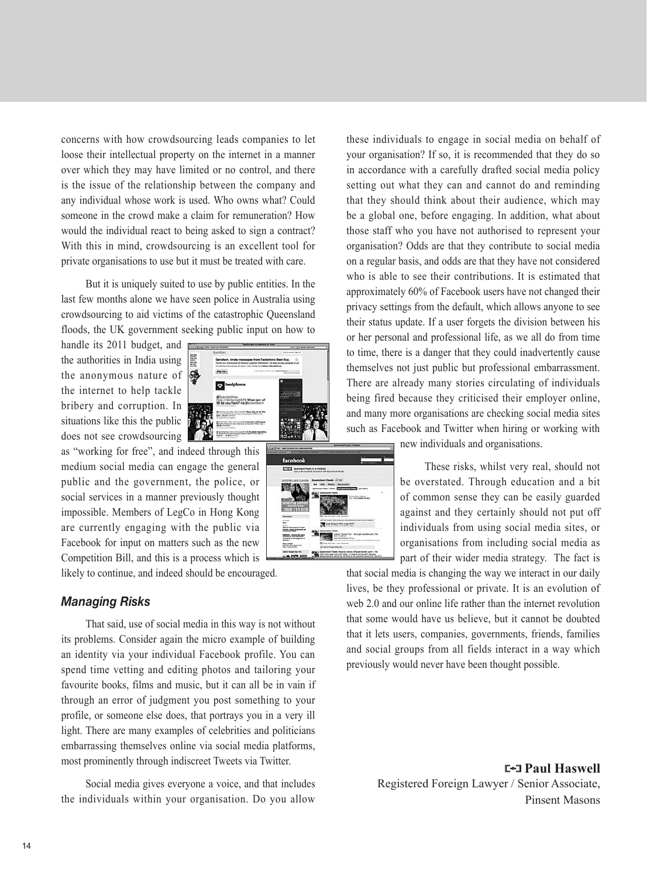concerns with how crowdsourcing leads companies to let loose their intellectual property on the internet in a manner over which they may have limited or no control, and there is the issue of the relationship between the company and any individual whose work is used. Who owns what? Could someone in the crowd make a claim for remuneration? How would the individual react to being asked to sign a contract? With this in mind, crowdsourcing is an excellent tool for private organisations to use but it must be treated with care.

But it is uniquely suited to use by public entities. In the last few months alone we have seen police in Australia using crowdsourcing to aid victims of the catastrophic Queensland floods, the UK government seeking public input on how to handle its 2011 budget, and the authorities in India using the anonymous nature of the internet to help tackle bribery and corruption. In situations like this the public does not see crowdsourcing as "working for free", and indeed through this medium social media can engage the general public and the government, the police, or social services in a manner previously thought impossible. Members of LegCo in Hong Kong are currently engaging with the public via Facebook for input on matters such as the new Competition Bill, and this is a process which is likely to continue, and indeed should be encouraged.

### *Managing Risks*

That said, use of social media in this way is not without its problems. Consider again the micro example of building an identity via your individual Facebook profile. You can spend time vetting and editing photos and tailoring your favourite books, films and music, but it can all be in vain if through an error of judgment you post something to your profile, or someone else does, that portrays you in a very ill light. There are many examples of celebrities and politicians embarrassing themselves online via social media platforms, most prominently through indiscreet Tweets via Twitter.

Social media gives everyone a voice, and that includes the individuals within your organisation. Do you allow these individuals to engage in social media on behalf of your organisation? If so, it is recommended that they do so in accordance with a carefully drafted social media policy setting out what they can and cannot do and reminding that they should think about their audience, which may be a global one, before engaging. In addition, what about those staff who you have not authorised to represent your organisation? Odds are that they contribute to social media on a regular basis, and odds are that they have not considered who is able to see their contributions. It is estimated that approximately 60% of Facebook users have not changed their privacy settings from the default, which allows anyone to see their status update. If a user forgets the division between his or her personal and professional life, as we all do from time to time, there is a danger that they could inadvertently cause themselves not just public but professional embarrassment. There are already many stories circulating of individuals being fired because they criticised their employer online, and many more organisations are checking social media sites such as Facebook and Twitter when hiring or working with new individuals and organisations.

These risks, whilst very real, should not be overstated. Through education and a bit of common sense they can be easily guarded against and they certainly should not put off individuals from using social media sites, or organisations from including social media as part of their wider media strategy. The fact is that social media is changing the way we interact in our daily lives, be they professional or private. It is an evolution of web 2.0 and our online life rather than the internet revolution that some would have us believe, but it cannot be doubted that it lets users, companies, governments, friends, families and social groups from all fields interact in a way which previously would never have been thought possible.

**Paul Haswell**
Registered Foreign Lawyer / Senior Associate,
Pinsent Masons